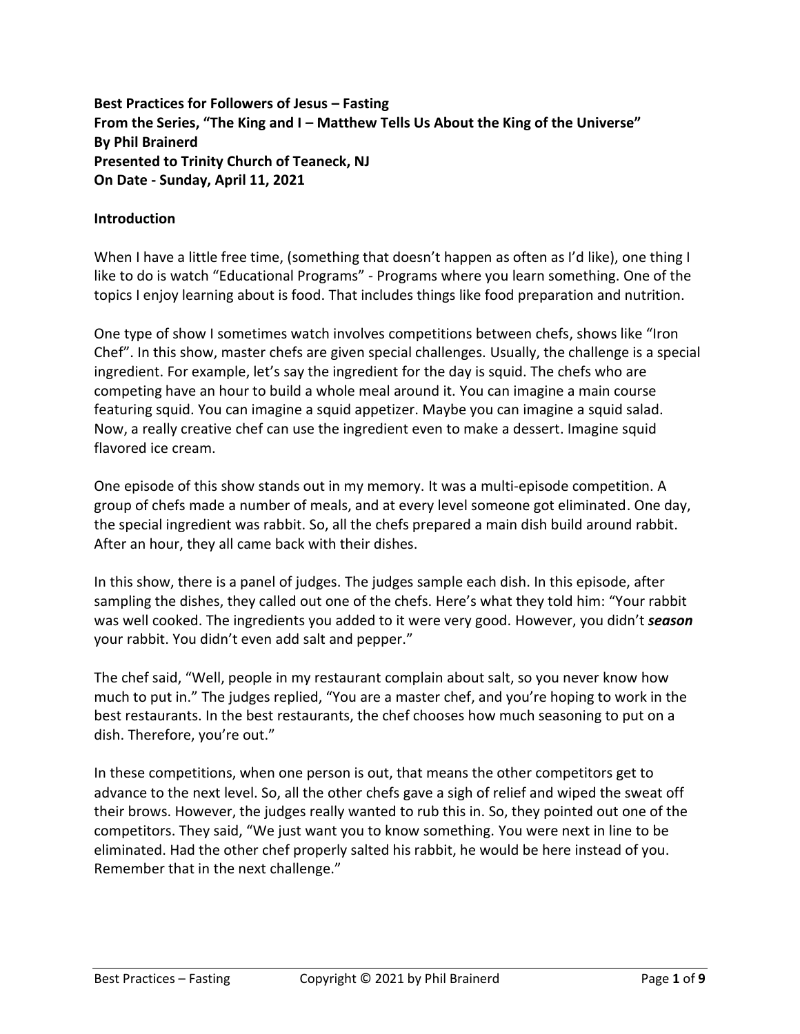**Best Practices for Followers of Jesus – Fasting**
**From the Series, "The King and I – Matthew Tells Us About the King of the Universe"**
**By Phil Brainerd**
**Presented to Trinity Church of Teaneck, NJ**
**On Date - Sunday, April 11, 2021**

**Introduction**

When I have a little free time, (something that doesn't happen as often as I'd like), one thing I like to do is watch "Educational Programs" - Programs where you learn something. One of the topics I enjoy learning about is food. That includes things like food preparation and nutrition.

One type of show I sometimes watch involves competitions between chefs, shows like "Iron Chef". In this show, master chefs are given special challenges. Usually, the challenge is a special ingredient. For example, let's say the ingredient for the day is squid. The chefs who are competing have an hour to build a whole meal around it. You can imagine a main course featuring squid. You can imagine a squid appetizer. Maybe you can imagine a squid salad. Now, a really creative chef can use the ingredient even to make a dessert. Imagine squid flavored ice cream.

One episode of this show stands out in my memory. It was a multi-episode competition. A group of chefs made a number of meals, and at every level someone got eliminated. One day, the special ingredient was rabbit. So, all the chefs prepared a main dish build around rabbit. After an hour, they all came back with their dishes.

In this show, there is a panel of judges. The judges sample each dish. In this episode, after sampling the dishes, they called out one of the chefs. Here's what they told him: "Your rabbit was well cooked. The ingredients you added to it were very good. However, you didn't ***season*** your rabbit. You didn't even add salt and pepper."

The chef said, "Well, people in my restaurant complain about salt, so you never know how much to put in." The judges replied, "You are a master chef, and you're hoping to work in the best restaurants. In the best restaurants, the chef chooses how much seasoning to put on a dish. Therefore, you're out."

In these competitions, when one person is out, that means the other competitors get to advance to the next level. So, all the other chefs gave a sigh of relief and wiped the sweat off their brows. However, the judges really wanted to rub this in. So, they pointed out one of the competitors. They said, "We just want you to know something. You were next in line to be eliminated. Had the other chef properly salted his rabbit, he would be here instead of you. Remember that in the next challenge."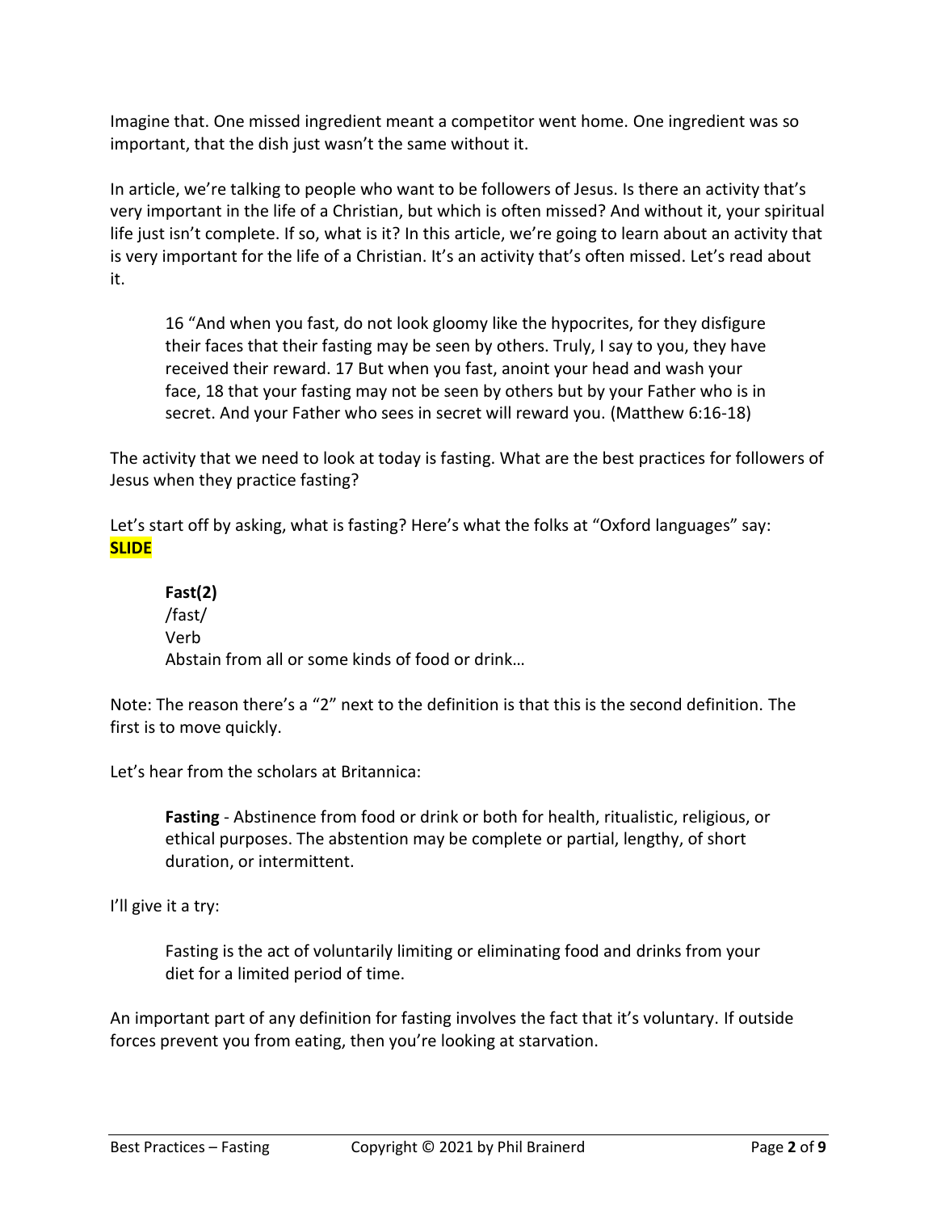Imagine that. One missed ingredient meant a competitor went home. One ingredient was so important, that the dish just wasn't the same without it.

In article, we're talking to people who want to be followers of Jesus. Is there an activity that's very important in the life of a Christian, but which is often missed? And without it, your spiritual life just isn't complete. If so, what is it? In this article, we're going to learn about an activity that is very important for the life of a Christian. It's an activity that's often missed. Let's read about it.

> 16 "And when you fast, do not look gloomy like the hypocrites, for they disfigure their faces that their fasting may be seen by others. Truly, I say to you, they have received their reward. 17 But when you fast, anoint your head and wash your face, 18 that your fasting may not be seen by others but by your Father who is in secret. And your Father who sees in secret will reward you. (Matthew 6:16-18)

The activity that we need to look at today is fasting. What are the best practices for followers of Jesus when they practice fasting?

Let's start off by asking, what is fasting? Here's what the folks at "Oxford languages" say:
**SLIDE**

> **Fast(2)**
> /fast/
> Verb
> Abstain from all or some kinds of food or drink…

Note: The reason there's a "2" next to the definition is that this is the second definition. The first is to move quickly.

Let's hear from the scholars at Britannica:

> **Fasting** - Abstinence from food or drink or both for health, ritualistic, religious, or ethical purposes. The abstention may be complete or partial, lengthy, of short duration, or intermittent.

I'll give it a try:

> Fasting is the act of voluntarily limiting or eliminating food and drinks from your diet for a limited period of time.

An important part of any definition for fasting involves the fact that it's voluntary. If outside forces prevent you from eating, then you're looking at starvation.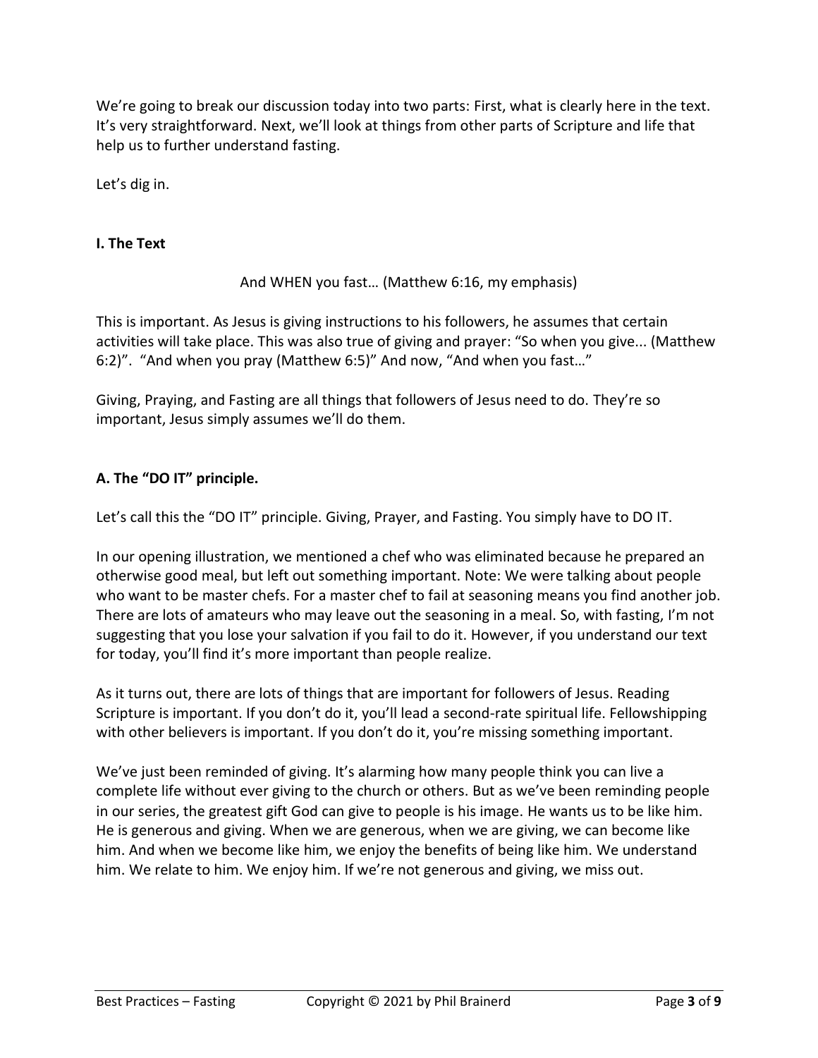We're going to break our discussion today into two parts: First, what is clearly here in the text. It's very straightforward. Next, we'll look at things from other parts of Scripture and life that help us to further understand fasting.

Let's dig in.

## I. The Text

And WHEN you fast… (Matthew 6:16, my emphasis)

This is important. As Jesus is giving instructions to his followers, he assumes that certain activities will take place. This was also true of giving and prayer: "So when you give... (Matthew 6:2)". "And when you pray (Matthew 6:5)" And now, "And when you fast…"

Giving, Praying, and Fasting are all things that followers of Jesus need to do. They're so important, Jesus simply assumes we'll do them.

### A. The "DO IT" principle.

Let's call this the "DO IT" principle. Giving, Prayer, and Fasting. You simply have to DO IT.

In our opening illustration, we mentioned a chef who was eliminated because he prepared an otherwise good meal, but left out something important. Note: We were talking about people who want to be master chefs. For a master chef to fail at seasoning means you find another job. There are lots of amateurs who may leave out the seasoning in a meal. So, with fasting, I'm not suggesting that you lose your salvation if you fail to do it. However, if you understand our text for today, you'll find it's more important than people realize.

As it turns out, there are lots of things that are important for followers of Jesus. Reading Scripture is important. If you don't do it, you'll lead a second-rate spiritual life. Fellowshipping with other believers is important. If you don't do it, you're missing something important.

We've just been reminded of giving. It's alarming how many people think you can live a complete life without ever giving to the church or others. But as we've been reminding people in our series, the greatest gift God can give to people is his image. He wants us to be like him. He is generous and giving. When we are generous, when we are giving, we can become like him. And when we become like him, we enjoy the benefits of being like him. We understand him. We relate to him. We enjoy him. If we're not generous and giving, we miss out.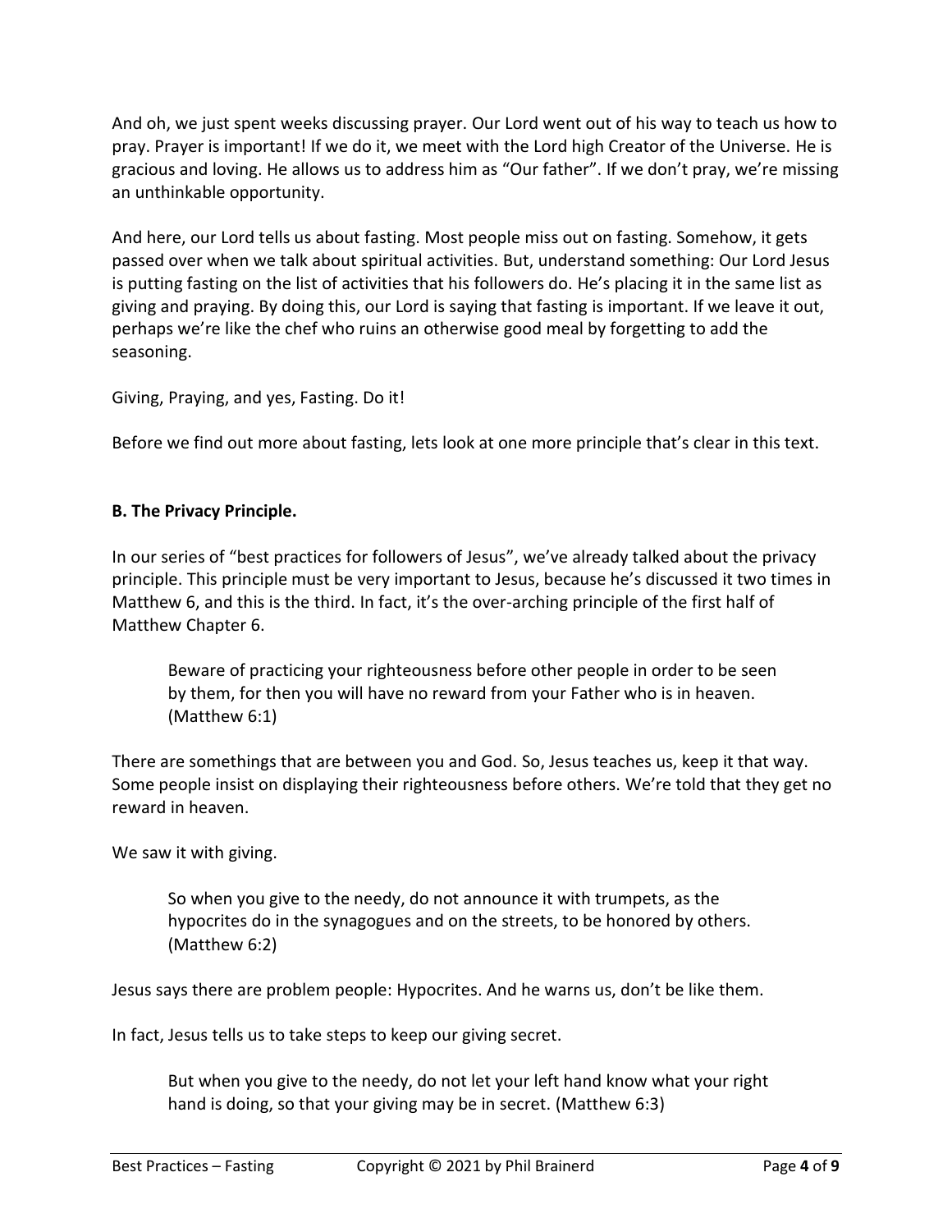And oh, we just spent weeks discussing prayer. Our Lord went out of his way to teach us how to pray. Prayer is important! If we do it, we meet with the Lord high Creator of the Universe. He is gracious and loving. He allows us to address him as "Our father". If we don't pray, we're missing an unthinkable opportunity.

And here, our Lord tells us about fasting. Most people miss out on fasting. Somehow, it gets passed over when we talk about spiritual activities. But, understand something: Our Lord Jesus is putting fasting on the list of activities that his followers do. He's placing it in the same list as giving and praying. By doing this, our Lord is saying that fasting is important. If we leave it out, perhaps we're like the chef who ruins an otherwise good meal by forgetting to add the seasoning.

Giving, Praying, and yes, Fasting. Do it!

Before we find out more about fasting, lets look at one more principle that's clear in this text.

**B. The Privacy Principle.**

In our series of "best practices for followers of Jesus", we've already talked about the privacy principle. This principle must be very important to Jesus, because he's discussed it two times in Matthew 6, and this is the third. In fact, it's the over-arching principle of the first half of Matthew Chapter 6.

> Beware of practicing your righteousness before other people in order to be seen by them, for then you will have no reward from your Father who is in heaven. (Matthew 6:1)

There are somethings that are between you and God. So, Jesus teaches us, keep it that way. Some people insist on displaying their righteousness before others. We're told that they get no reward in heaven.

We saw it with giving.

> So when you give to the needy, do not announce it with trumpets, as the hypocrites do in the synagogues and on the streets, to be honored by others. (Matthew 6:2)

Jesus says there are problem people: Hypocrites. And he warns us, don't be like them.

In fact, Jesus tells us to take steps to keep our giving secret.

> But when you give to the needy, do not let your left hand know what your right hand is doing, so that your giving may be in secret. (Matthew 6:3)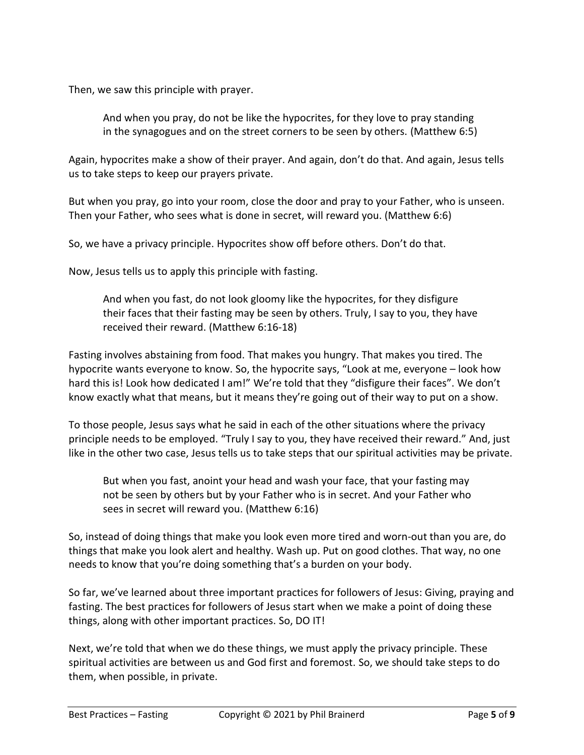Then, we saw this principle with prayer.

> And when you pray, do not be like the hypocrites, for they love to pray standing in the synagogues and on the street corners to be seen by others. (Matthew 6:5)

Again, hypocrites make a show of their prayer. And again, don't do that. And again, Jesus tells us to take steps to keep our prayers private.

But when you pray, go into your room, close the door and pray to your Father, who is unseen. Then your Father, who sees what is done in secret, will reward you. (Matthew 6:6)

So, we have a privacy principle. Hypocrites show off before others. Don't do that.

Now, Jesus tells us to apply this principle with fasting.

> And when you fast, do not look gloomy like the hypocrites, for they disfigure their faces that their fasting may be seen by others. Truly, I say to you, they have received their reward. (Matthew 6:16-18)

Fasting involves abstaining from food. That makes you hungry. That makes you tired. The hypocrite wants everyone to know. So, the hypocrite says, "Look at me, everyone – look how hard this is! Look how dedicated I am!" We're told that they "disfigure their faces". We don't know exactly what that means, but it means they're going out of their way to put on a show.

To those people, Jesus says what he said in each of the other situations where the privacy principle needs to be employed. "Truly I say to you, they have received their reward." And, just like in the other two case, Jesus tells us to take steps that our spiritual activities may be private.

> But when you fast, anoint your head and wash your face, that your fasting may not be seen by others but by your Father who is in secret. And your Father who sees in secret will reward you. (Matthew 6:16)

So, instead of doing things that make you look even more tired and worn-out than you are, do things that make you look alert and healthy. Wash up. Put on good clothes. That way, no one needs to know that you're doing something that's a burden on your body.

So far, we've learned about three important practices for followers of Jesus: Giving, praying and fasting. The best practices for followers of Jesus start when we make a point of doing these things, along with other important practices. So, DO IT!

Next, we're told that when we do these things, we must apply the privacy principle. These spiritual activities are between us and God first and foremost. So, we should take steps to do them, when possible, in private.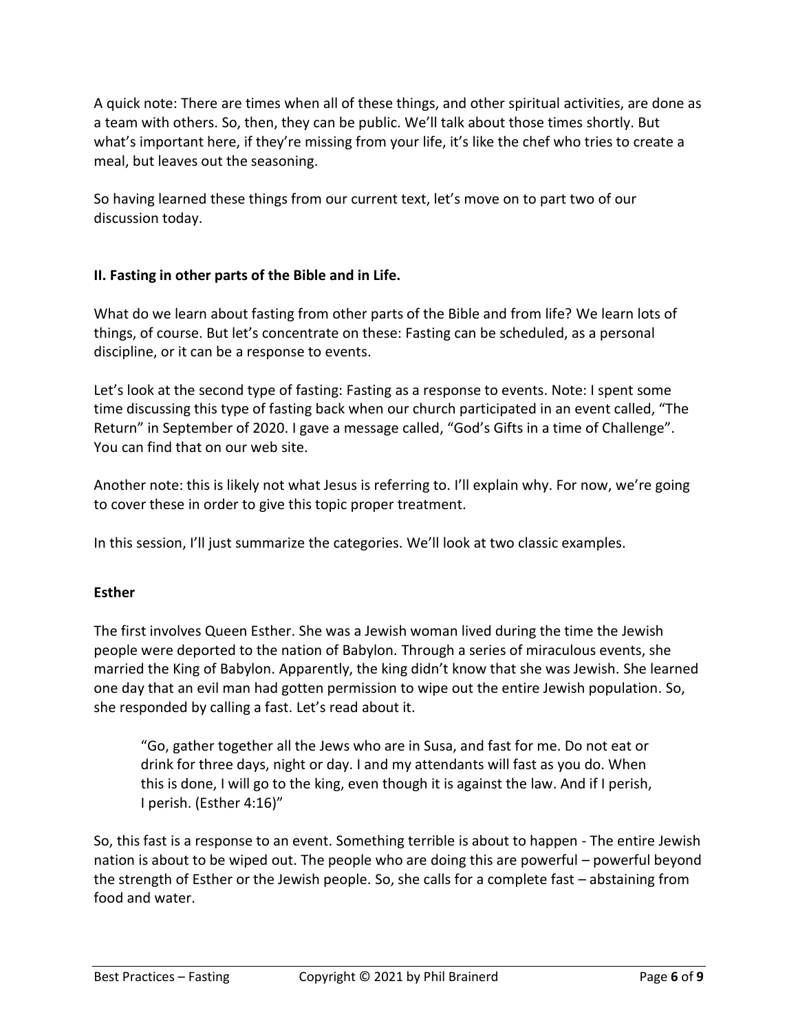A quick note: There are times when all of these things, and other spiritual activities, are done as a team with others. So, then, they can be public. We'll talk about those times shortly. But what's important here, if they're missing from your life, it's like the chef who tries to create a meal, but leaves out the seasoning.

So having learned these things from our current text, let's move on to part two of our discussion today.

## II. Fasting in other parts of the Bible and in Life.

What do we learn about fasting from other parts of the Bible and from life? We learn lots of things, of course. But let's concentrate on these: Fasting can be scheduled, as a personal discipline, or it can be a response to events.

Let's look at the second type of fasting: Fasting as a response to events. Note: I spent some time discussing this type of fasting back when our church participated in an event called, "The Return" in September of 2020. I gave a message called, "God's Gifts in a time of Challenge". You can find that on our web site.

Another note: this is likely not what Jesus is referring to. I'll explain why. For now, we're going to cover these in order to give this topic proper treatment.

In this session, I'll just summarize the categories. We'll look at two classic examples.

### Esther

The first involves Queen Esther. She was a Jewish woman lived during the time the Jewish people were deported to the nation of Babylon. Through a series of miraculous events, she married the King of Babylon. Apparently, the king didn't know that she was Jewish. She learned one day that an evil man had gotten permission to wipe out the entire Jewish population. So, she responded by calling a fast. Let's read about it.

> "Go, gather together all the Jews who are in Susa, and fast for me. Do not eat or drink for three days, night or day. I and my attendants will fast as you do. When this is done, I will go to the king, even though it is against the law. And if I perish, I perish. (Esther 4:16)"

So, this fast is a response to an event. Something terrible is about to happen - The entire Jewish nation is about to be wiped out. The people who are doing this are powerful – powerful beyond the strength of Esther or the Jewish people. So, she calls for a complete fast – abstaining from food and water.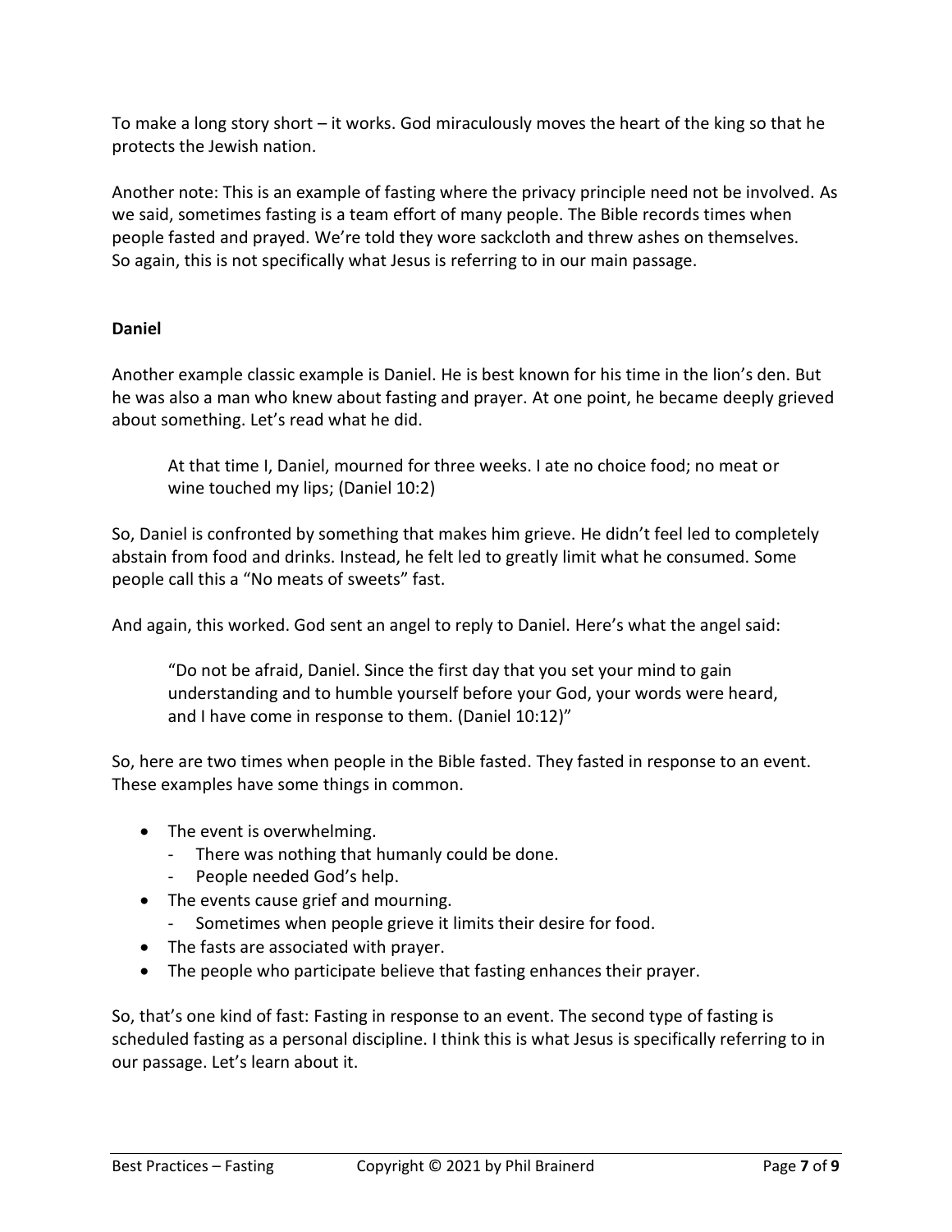To make a long story short – it works. God miraculously moves the heart of the king so that he protects the Jewish nation.

Another note: This is an example of fasting where the privacy principle need not be involved. As we said, sometimes fasting is a team effort of many people. The Bible records times when people fasted and prayed. We're told they wore sackcloth and threw ashes on themselves. So again, this is not specifically what Jesus is referring to in our main passage.

**Daniel**

Another example classic example is Daniel. He is best known for his time in the lion's den. But he was also a man who knew about fasting and prayer. At one point, he became deeply grieved about something. Let's read what he did.

> At that time I, Daniel, mourned for three weeks. I ate no choice food; no meat or wine touched my lips; (Daniel 10:2)

So, Daniel is confronted by something that makes him grieve. He didn't feel led to completely abstain from food and drinks. Instead, he felt led to greatly limit what he consumed. Some people call this a "No meats of sweets" fast.

And again, this worked. God sent an angel to reply to Daniel. Here's what the angel said:

> "Do not be afraid, Daniel. Since the first day that you set your mind to gain understanding and to humble yourself before your God, your words were heard, and I have come in response to them. (Daniel 10:12)"

So, here are two times when people in the Bible fasted. They fasted in response to an event. These examples have some things in common.

- The event is overwhelming.
  - There was nothing that humanly could be done.
  - People needed God's help.
- The events cause grief and mourning.
  - Sometimes when people grieve it limits their desire for food.
- The fasts are associated with prayer.
- The people who participate believe that fasting enhances their prayer.

So, that's one kind of fast: Fasting in response to an event. The second type of fasting is scheduled fasting as a personal discipline. I think this is what Jesus is specifically referring to in our passage. Let's learn about it.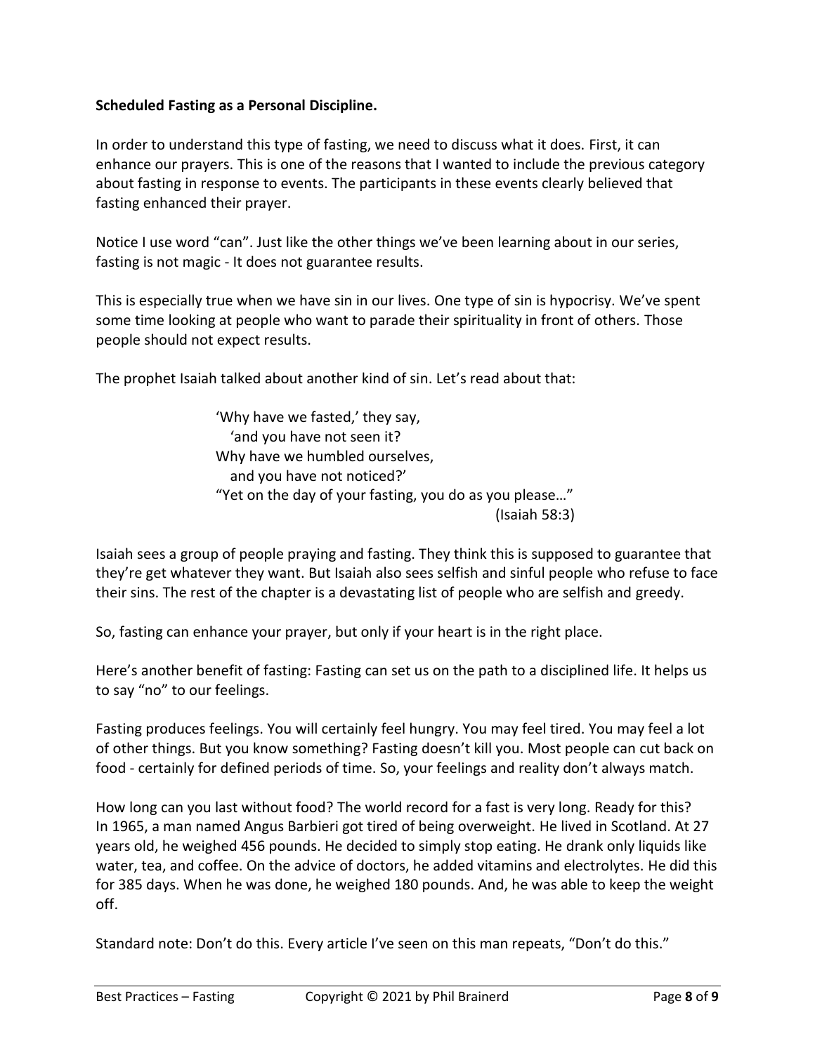**Scheduled Fasting as a Personal Discipline.**

In order to understand this type of fasting, we need to discuss what it does. First, it can enhance our prayers. This is one of the reasons that I wanted to include the previous category about fasting in response to events. The participants in these events clearly believed that fasting enhanced their prayer.

Notice I use word "can". Just like the other things we've been learning about in our series, fasting is not magic - It does not guarantee results.

This is especially true when we have sin in our lives. One type of sin is hypocrisy. We've spent some time looking at people who want to parade their spirituality in front of others. Those people should not expect results.

The prophet Isaiah talked about another kind of sin. Let's read about that:

> 'Why have we fasted,' they say,
> 'and you have not seen it?
> Why have we humbled ourselves,
> and you have not noticed?'
> "Yet on the day of your fasting, you do as you please…"
> (Isaiah 58:3)

Isaiah sees a group of people praying and fasting. They think this is supposed to guarantee that they're get whatever they want. But Isaiah also sees selfish and sinful people who refuse to face their sins. The rest of the chapter is a devastating list of people who are selfish and greedy.

So, fasting can enhance your prayer, but only if your heart is in the right place.

Here's another benefit of fasting: Fasting can set us on the path to a disciplined life. It helps us to say "no" to our feelings.

Fasting produces feelings. You will certainly feel hungry. You may feel tired. You may feel a lot of other things. But you know something? Fasting doesn't kill you. Most people can cut back on food - certainly for defined periods of time. So, your feelings and reality don't always match.

How long can you last without food? The world record for a fast is very long. Ready for this? In 1965, a man named Angus Barbieri got tired of being overweight. He lived in Scotland. At 27 years old, he weighed 456 pounds. He decided to simply stop eating. He drank only liquids like water, tea, and coffee. On the advice of doctors, he added vitamins and electrolytes. He did this for 385 days. When he was done, he weighed 180 pounds. And, he was able to keep the weight off.

Standard note: Don't do this. Every article I've seen on this man repeats, "Don't do this."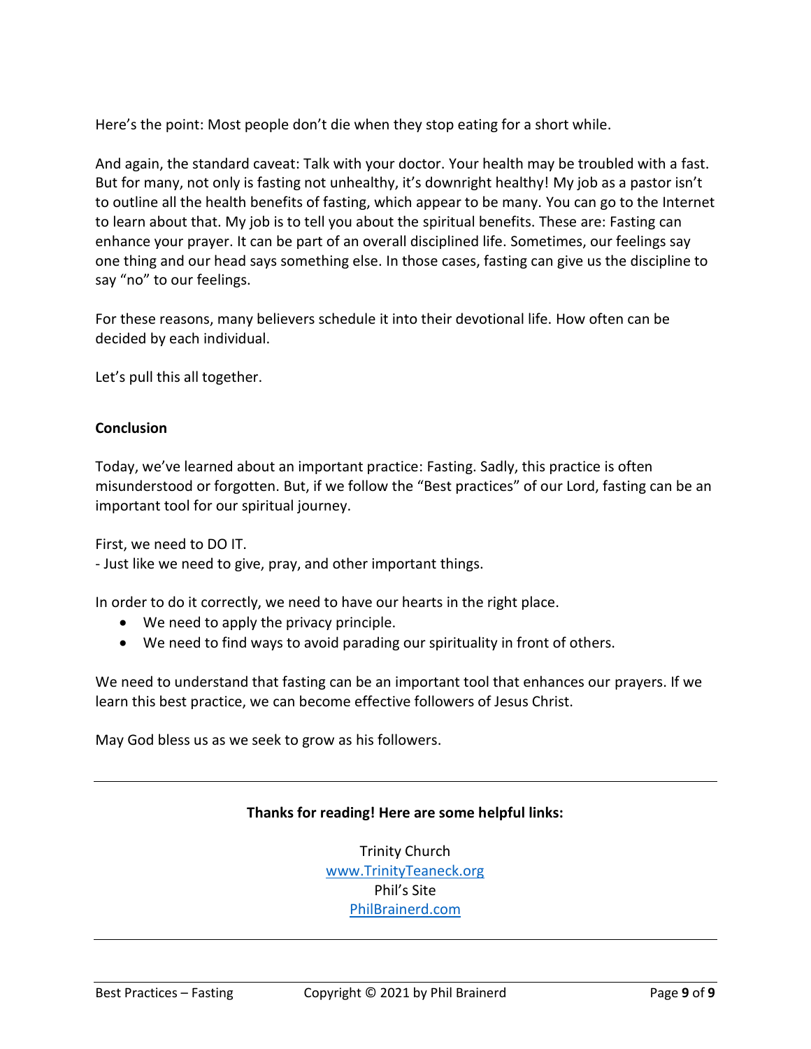Here's the point: Most people don't die when they stop eating for a short while.

And again, the standard caveat: Talk with your doctor. Your health may be troubled with a fast. But for many, not only is fasting not unhealthy, it's downright healthy! My job as a pastor isn't to outline all the health benefits of fasting, which appear to be many. You can go to the Internet to learn about that. My job is to tell you about the spiritual benefits. These are: Fasting can enhance your prayer. It can be part of an overall disciplined life. Sometimes, our feelings say one thing and our head says something else. In those cases, fasting can give us the discipline to say "no" to our feelings.

For these reasons, many believers schedule it into their devotional life. How often can be decided by each individual.

Let's pull this all together.

**Conclusion**

Today, we've learned about an important practice: Fasting. Sadly, this practice is often misunderstood or forgotten. But, if we follow the "Best practices" of our Lord, fasting can be an important tool for our spiritual journey.

First, we need to DO IT.
- Just like we need to give, pray, and other important things.

In order to do it correctly, we need to have our hearts in the right place.

- We need to apply the privacy principle.
- We need to find ways to avoid parading our spirituality in front of others.

We need to understand that fasting can be an important tool that enhances our prayers. If we learn this best practice, we can become effective followers of Jesus Christ.

May God bless us as we seek to grow as his followers.

---

**Thanks for reading! Here are some helpful links:**

Trinity Church
[www.TrinityTeaneck.org](http://www.TrinityTeaneck.org)
Phil's Site
[PhilBrainerd.com](http://PhilBrainerd.com)

---